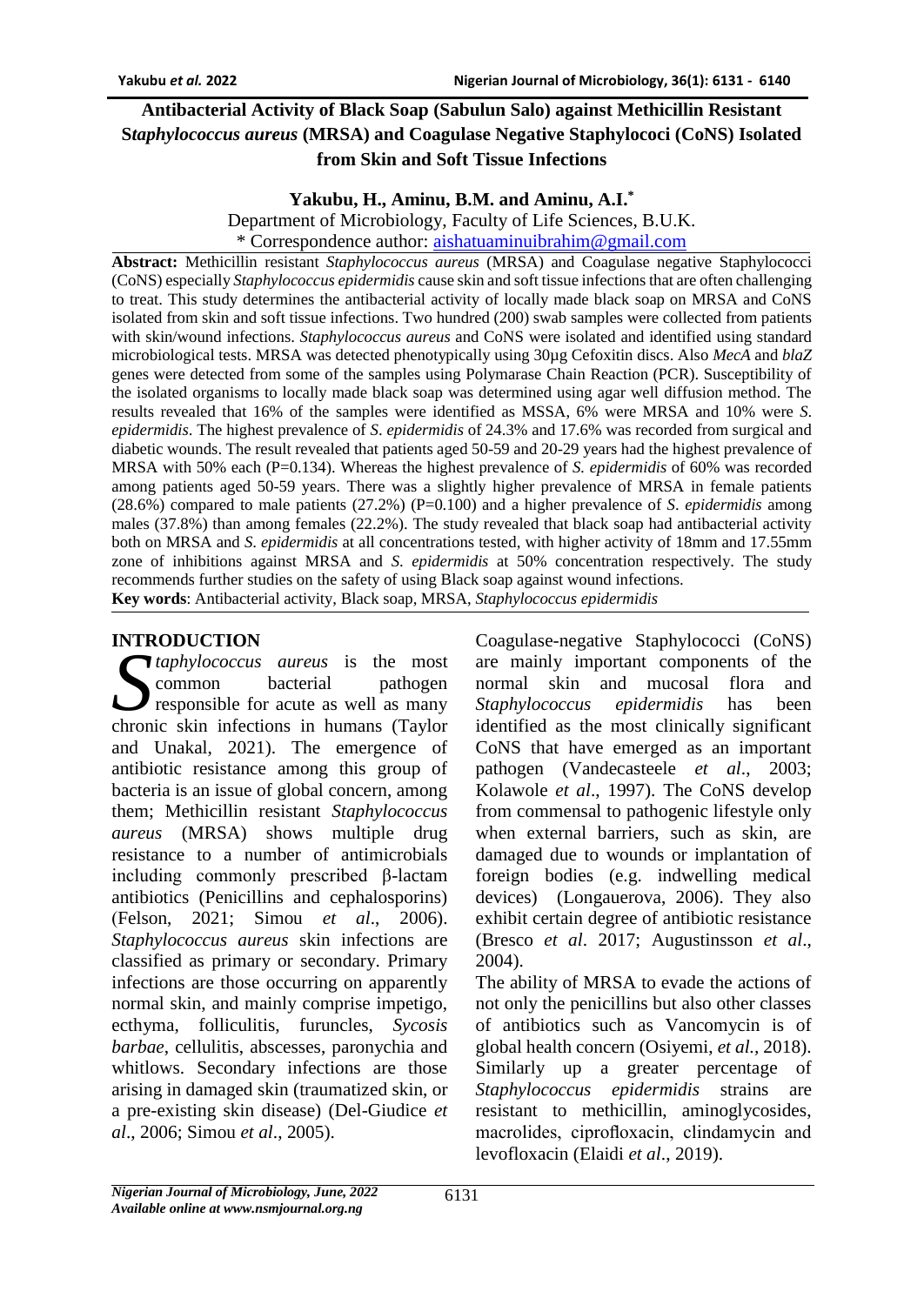# Antibacterial Activity of Black Soap (Sabulun Salo) against Methicillin Resistant *Staphylococcus aureus* (MRSA) and Coagulase Negative Staphylococi (CoNS) Isolated from Skin and Soft Tissue Infections

**Yakubu, H., Aminu, B.M. and Aminu, A.I.***

Department of Microbiology, Faculty of Life Sciences, B.U.K.

\* Correspondence author: aishatuaminuibrahim@gmail.com

**Abstract:** Methicillin resistant *Staphylococcus aureus* (MRSA) and Coagulase negative Staphylococci (CoNS) especially *Staphylococcus epidermidis* cause skin and soft tissue infections that are often challenging to treat. This study determines the antibacterial activity of locally made black soap on MRSA and CoNS isolated from skin and soft tissue infections. Two hundred (200) swab samples were collected from patients with skin/wound infections. *Staphylococcus aureus* and CoNS were isolated and identified using standard microbiological tests. MRSA was detected phenotypically using 30µg Cefoxitin discs. Also *MecA* and *blaZ* genes were detected from some of the samples using Polymarase Chain Reaction (PCR). Susceptibility of the isolated organisms to locally made black soap was determined using agar well diffusion method. The results revealed that 16% of the samples were identified as MSSA, 6% were MRSA and 10% were *S. epidermidis*. The highest prevalence of *S. epidermidis* of 24.3% and 17.6% was recorded from surgical and diabetic wounds. The result revealed that patients aged 50-59 and 20-29 years had the highest prevalence of MRSA with 50% each (P=0.134). Whereas the highest prevalence of *S. epidermidis* of 60% was recorded among patients aged 50-59 years. There was a slightly higher prevalence of MRSA in female patients (28.6%) compared to male patients (27.2%) (P=0.100) and a higher prevalence of *S. epidermidis* among males (37.8%) than among females (22.2%). The study revealed that black soap had antibacterial activity both on MRSA and *S. epidermidis* at all concentrations tested, with higher activity of 18mm and 17.55mm zone of inhibitions against MRSA and *S. epidermidis* at 50% concentration respectively. The study recommends further studies on the safety of using Black soap against wound infections.

**Key words**: Antibacterial activity, Black soap, MRSA, *Staphylococcus epidermidis*

## INTRODUCTION

*Staphylococcus aureus* is the most common bacterial pathogen responsible for acute as well as many chronic skin infections in humans (Taylor and Unakal, 2021). The emergence of antibiotic resistance among this group of bacteria is an issue of global concern, among them; Methicillin resistant *Staphylococcus aureus* (MRSA) shows multiple drug resistance to a number of antimicrobials including commonly prescribed β-lactam antibiotics (Penicillins and cephalosporins) (Felson, 2021; Simou *et al*., 2006). *Staphylococcus aureus* skin infections are classified as primary or secondary. Primary infections are those occurring on apparently normal skin, and mainly comprise impetigo, ecthyma, folliculitis, furuncles, *Sycosis barbae*, cellulitis, abscesses, paronychia and whitlows. Secondary infections are those arising in damaged skin (traumatized skin, or a pre-existing skin disease) (Del-Giudice *et al*., 2006; Simou *et al*., 2005).

Coagulase-negative Staphylococci (CoNS) are mainly important components of the normal skin and mucosal flora and *Staphylococcus epidermidis* has been identified as the most clinically significant CoNS that have emerged as an important pathogen (Vandecasteele *et al*., 2003; Kolawole *et al*., 1997). The CoNS develop from commensal to pathogenic lifestyle only when external barriers, such as skin, are damaged due to wounds or implantation of foreign bodies (e.g. indwelling medical devices) (Longauerova, 2006). They also exhibit certain degree of antibiotic resistance (Bresco *et al*. 2017; Augustinsson *et al*., 2004).

The ability of MRSA to evade the actions of not only the penicillins but also other classes of antibiotics such as Vancomycin is of global health concern (Osiyemi, *et al.,* 2018). Similarly up a greater percentage of *Staphylococcus epidermidis* strains are resistant to methicillin, aminoglycosides, macrolides, ciprofloxacin, clindamycin and levofloxacin (Elaidi *et al*., 2019).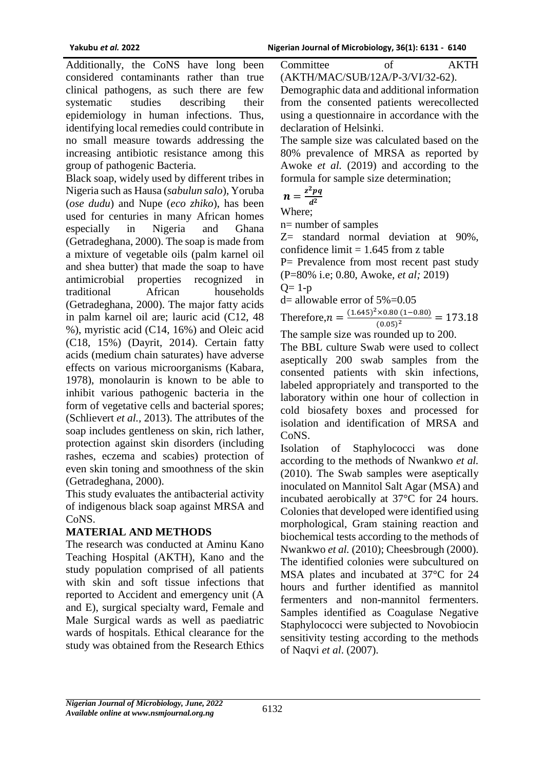Additionally, the CoNS have long been considered contaminants rather than true clinical pathogens, as such there are few systematic studies describing their epidemiology in human infections. Thus, identifying local remedies could contribute in no small measure towards addressing the increasing antibiotic resistance among this group of pathogenic Bacteria.

Black soap, widely used by different tribes in Nigeria such as Hausa (*sabulun salo*), Yoruba (*ose dudu*) and Nupe (*eco zhiko*), has been used for centuries in many African homes especially in Nigeria and Ghana (Getradeghana, 2000). The soap is made from a mixture of vegetable oils (palm karnel oil and shea butter) that made the soap to have antimicrobial properties recognized in traditional African households (Getradeghana, 2000). The major fatty acids in palm karnel oil are; lauric acid (C12, 48 %), myristic acid (C14, 16%) and Oleic acid (C18, 15%) (Dayrit, 2014). Certain fatty acids (medium chain saturates) have adverse effects on various microorganisms (Kabara, 1978), monolaurin is known to be able to inhibit various pathogenic bacteria in the form of vegetative cells and bacterial spores; (Schlievert *et al.*, 2013). The attributes of the soap includes gentleness on skin, rich lather, protection against skin disorders (including rashes, eczema and scabies) protection of even skin toning and smoothness of the skin (Getradeghana, 2000).

This study evaluates the antibacterial activity of indigenous black soap against MRSA and CoNS.

## MATERIAL AND METHODS

The research was conducted at Aminu Kano Teaching Hospital (AKTH), Kano and the study population comprised of all patients with skin and soft tissue infections that reported to Accident and emergency unit (A and E), surgical specialty ward, Female and Male Surgical wards as well as paediatric wards of hospitals. Ethical clearance for the study was obtained from the Research Ethics Committee of AKTH (AKTH/MAC/SUB/12A/P-3/VI/32-62).

Demographic data and additional information from the consented patients werecollected using a questionnaire in accordance with the declaration of Helsinki.

The sample size was calculated based on the 80% prevalence of MRSA as reported by Awoke *et al.* (2019) and according to the formula for sample size determination;

$$n = \frac{z^2pq}{d^2}$$

Where;

n= number of samples

Z= standard normal deviation at 90%, confidence limit = 1.645 from z table

P= Prevalence from most recent past study (P=80% i.e; 0.80, Awoke, *et al;* 2019)

Q= 1-p

d= allowable error of 5%=0.05

Therefore, $n = \frac{(1.645)^2 \times 0.80\,(1-0.80)}{(0.05)^2} = 173.18$

The sample size was rounded up to 200.

The BBL culture Swab were used to collect aseptically 200 swab samples from the consented patients with skin infections, labeled appropriately and transported to the laboratory within one hour of collection in cold biosafety boxes and processed for isolation and identification of MRSA and CoNS.

Isolation of Staphylococci was done according to the methods of Nwankwo *et al.* (2010). The Swab samples were aseptically inoculated on Mannitol Salt Agar (MSA) and incubated aerobically at 37°C for 24 hours. Colonies that developed were identified using morphological, Gram staining reaction and biochemical tests according to the methods of Nwankwo *et al.* (2010); Cheesbrough (2000). The identified colonies were subcultured on MSA plates and incubated at 37°C for 24 hours and further identified as mannitol fermenters and non-mannitol fermenters. Samples identified as Coagulase Negative Staphylococci were subjected to Novobiocin sensitivity testing according to the methods of Naqvi *et al*. (2007).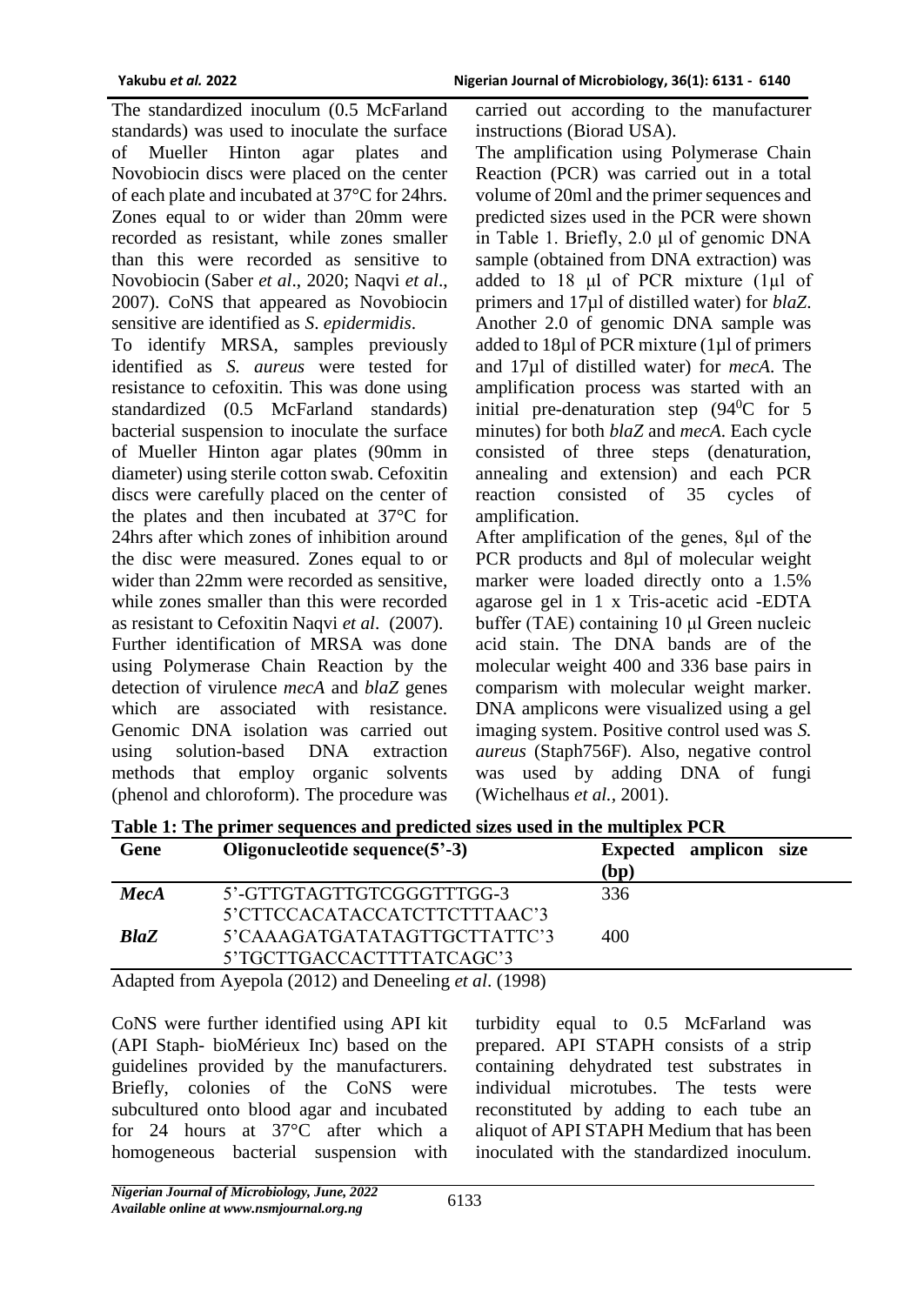The standardized inoculum (0.5 McFarland standards) was used to inoculate the surface of Mueller Hinton agar plates and Novobiocin discs were placed on the center of each plate and incubated at 37°C for 24hrs. Zones equal to or wider than 20mm were recorded as resistant, while zones smaller than this were recorded as sensitive to Novobiocin (Saber *et al*., 2020; Naqvi *et al*., 2007). CoNS that appeared as Novobiocin sensitive are identified as *S. epidermidis*.

To identify MRSA, samples previously identified as *S. aureus* were tested for resistance to cefoxitin. This was done using standardized (0.5 McFarland standards) bacterial suspension to inoculate the surface of Mueller Hinton agar plates (90mm in diameter) using sterile cotton swab. Cefoxitin discs were carefully placed on the center of the plates and then incubated at 37°C for 24hrs after which zones of inhibition around the disc were measured. Zones equal to or wider than 22mm were recorded as sensitive, while zones smaller than this were recorded as resistant to Cefoxitin Naqvi *et al*. (2007).

Further identification of MRSA was done using Polymerase Chain Reaction by the detection of virulence *mecA* and *blaZ* genes which are associated with resistance. Genomic DNA isolation was carried out using solution-based DNA extraction methods that employ organic solvents (phenol and chloroform). The procedure was carried out according to the manufacturer instructions (Biorad USA).

The amplification using Polymerase Chain Reaction (PCR) was carried out in a total volume of 20ml and the primer sequences and predicted sizes used in the PCR were shown in Table 1. Briefly, 2.0 μl of genomic DNA sample (obtained from DNA extraction) was added to 18 μl of PCR mixture (1μl of primers and 17μl of distilled water) for *blaZ*. Another 2.0 of genomic DNA sample was added to 18μl of PCR mixture (1μl of primers and 17μl of distilled water) for *mecA*. The amplification process was started with an initial pre-denaturation step ($94^0$C for 5 minutes) for both *blaZ* and *mecA*. Each cycle consisted of three steps (denaturation, annealing and extension) and each PCR reaction consisted of 35 cycles of amplification.

After amplification of the genes, 8μl of the PCR products and 8μl of molecular weight marker were loaded directly onto a 1.5% agarose gel in 1 x Tris-acetic acid -EDTA buffer (TAE) containing 10 μl Green nucleic acid stain. The DNA bands are of the molecular weight 400 and 336 base pairs in comparism with molecular weight marker. DNA amplicons were visualized using a gel imaging system. Positive control used was *S. aureus* (Staph756F). Also, negative control was used by adding DNA of fungi (Wichelhaus *et al.*, 2001).

**Table 1: The primer sequences and predicted sizes used in the multiplex PCR**

| Gene | Oligonucleotide sequence(5'-3) | Expected amplicon size (bp) |
|---|---|---|
| ***MecA*** | 5'-GTTGTAGTTGTCGGGTTTGG-3<br>5'CTTCCACATACCATCTTCTTTAAC'3 | 336 |
| ***BlaZ*** | 5'CAAAGATGATATAGTTGCTTATTC'3<br>5'TGCTTGACCACTTTTATCAGC'3 | 400 |

Adapted from Ayepola (2012) and Deneeling *et al*. (1998)

CoNS were further identified using API kit (API Staph- bioMérieux Inc) based on the guidelines provided by the manufacturers. Briefly, colonies of the CoNS were subcultured onto blood agar and incubated for 24 hours at 37°C after which a homogeneous bacterial suspension with turbidity equal to 0.5 McFarland was prepared. API STAPH consists of a strip containing dehydrated test substrates in individual microtubes. The tests were reconstituted by adding to each tube an aliquot of API STAPH Medium that has been inoculated with the standardized inoculum.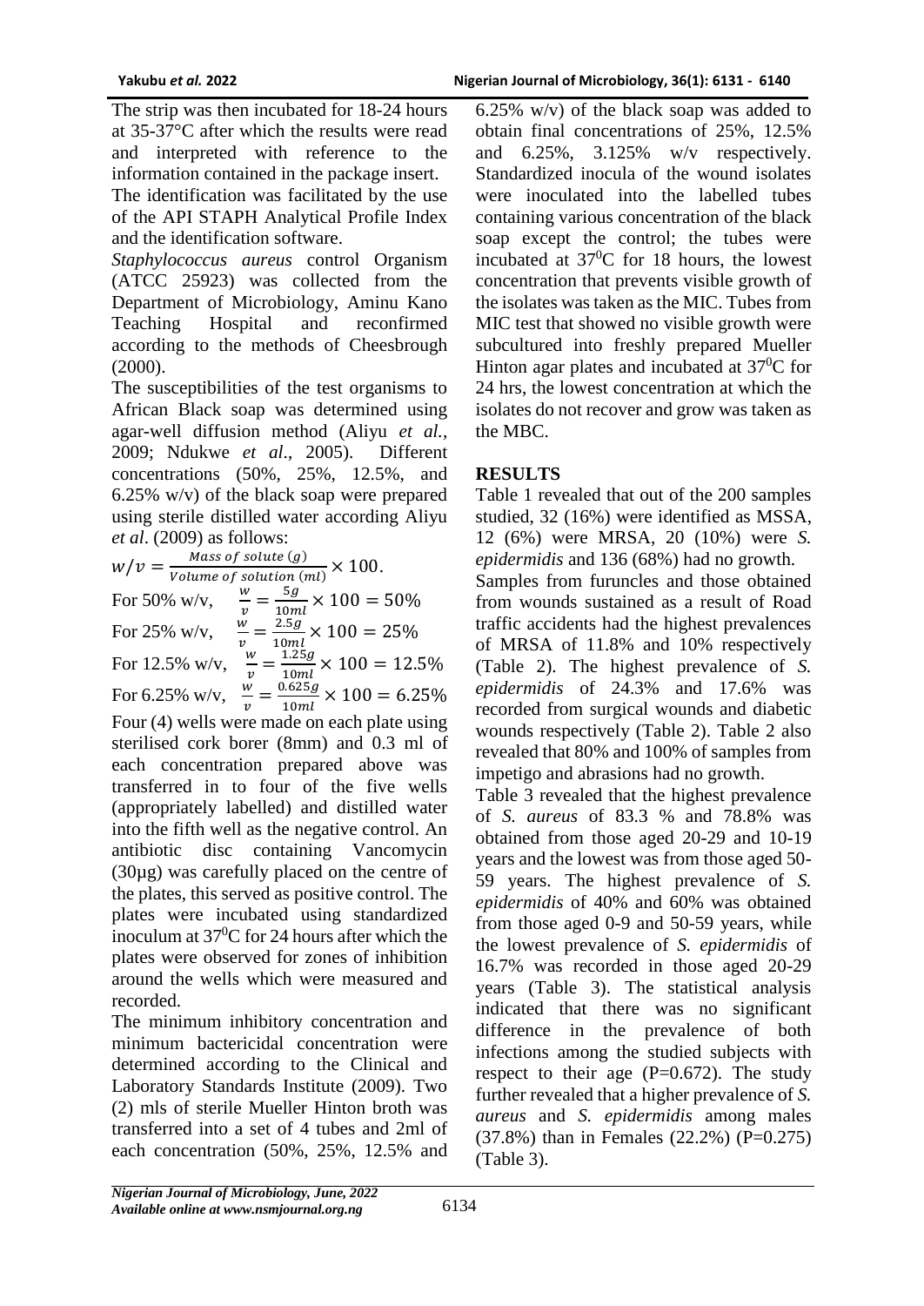The strip was then incubated for 18-24 hours at 35-37°C after which the results were read and interpreted with reference to the information contained in the package insert. The identification was facilitated by the use of the API STAPH Analytical Profile Index and the identification software.

*Staphylococcus aureus* control Organism (ATCC 25923) was collected from the Department of Microbiology, Aminu Kano Teaching Hospital and reconfirmed according to the methods of Cheesbrough (2000).

The susceptibilities of the test organisms to African Black soap was determined using agar-well diffusion method (Aliyu *et al.*, 2009; Ndukwe *et al*., 2005). Different concentrations (50%, 25%, 12.5%, and 6.25% w/v) of the black soap were prepared using sterile distilled water according Aliyu *et al*. (2009) as follows:

$$w/v = \frac{Mass\ of\ solute\ (g)}{Volume\ of\ solution\ (ml)} \times 100.$$

For 50% w/v, $\frac{w}{v} = \frac{5g}{10ml} \times 100 = 50\%$

For 25% w/v, $\frac{w}{v} = \frac{2.5g}{10ml} \times 100 = 25\%$

For 12.5% w/v, $\frac{w}{v} = \frac{1.25g}{10ml} \times 100 = 12.5\%$

For 6.25% w/v, $\frac{w}{v} = \frac{0.625g}{10ml} \times 100 = 6.25\%$

Four (4) wells were made on each plate using sterilised cork borer (8mm) and 0.3 ml of each concentration prepared above was transferred in to four of the five wells (appropriately labelled) and distilled water into the fifth well as the negative control. An antibiotic disc containing Vancomycin (30µg) was carefully placed on the centre of the plates, this served as positive control. The plates were incubated using standardized inoculum at $37^0$C for 24 hours after which the plates were observed for zones of inhibition around the wells which were measured and recorded.

The minimum inhibitory concentration and minimum bactericidal concentration were determined according to the Clinical and Laboratory Standards Institute (2009). Two (2) mls of sterile Mueller Hinton broth was transferred into a set of 4 tubes and 2ml of each concentration (50%, 25%, 12.5% and 6.25% w/v) of the black soap was added to obtain final concentrations of 25%, 12.5% and 6.25%, 3.125% w/v respectively. Standardized inocula of the wound isolates were inoculated into the labelled tubes containing various concentration of the black soap except the control; the tubes were incubated at $37^0$C for 18 hours, the lowest concentration that prevents visible growth of the isolates was taken as the MIC. Tubes from MIC test that showed no visible growth were subcultured into freshly prepared Mueller Hinton agar plates and incubated at $37^0$C for 24 hrs, the lowest concentration at which the isolates do not recover and grow was taken as the MBC.

## RESULTS

Table 1 revealed that out of the 200 samples studied, 32 (16%) were identified as MSSA, 12 (6%) were MRSA, 20 (10%) were *S. epidermidis* and 136 (68%) had no growth.

Samples from furuncles and those obtained from wounds sustained as a result of Road traffic accidents had the highest prevalences of MRSA of 11.8% and 10% respectively (Table 2). The highest prevalence of *S. epidermidis* of 24.3% and 17.6% was recorded from surgical wounds and diabetic wounds respectively (Table 2). Table 2 also revealed that 80% and 100% of samples from impetigo and abrasions had no growth.

Table 3 revealed that the highest prevalence of *S. aureus* of 83.3 % and 78.8% was obtained from those aged 20-29 and 10-19 years and the lowest was from those aged 50-59 years. The highest prevalence of *S. epidermidis* of 40% and 60% was obtained from those aged 0-9 and 50-59 years, while the lowest prevalence of *S. epidermidis* of 16.7% was recorded in those aged 20-29 years (Table 3). The statistical analysis indicated that there was no significant difference in the prevalence of both infections among the studied subjects with respect to their age (P=0.672). The study further revealed that a higher prevalence of *S. aureus* and *S. epidermidis* among males (37.8%) than in Females (22.2%) (P=0.275) (Table 3).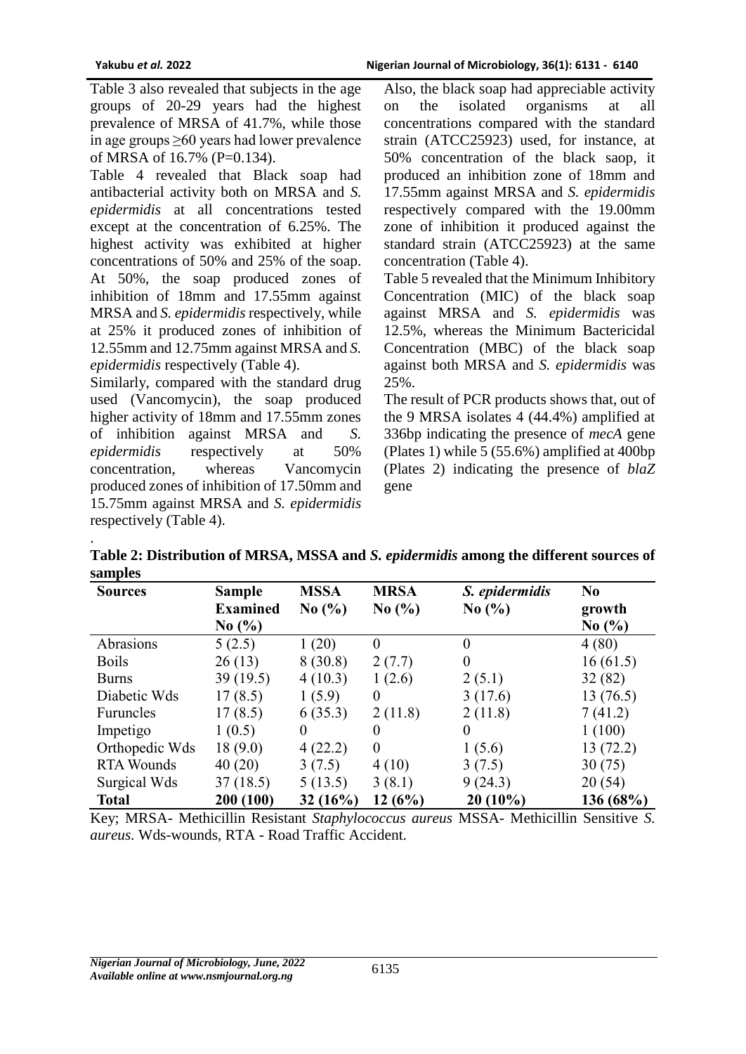Table 3 also revealed that subjects in the age groups of 20-29 years had the highest prevalence of MRSA of 41.7%, while those in age groups ≥60 years had lower prevalence of MRSA of 16.7% (P=0.134).

Table 4 revealed that Black soap had antibacterial activity both on MRSA and *S. epidermidis* at all concentrations tested except at the concentration of 6.25%. The highest activity was exhibited at higher concentrations of 50% and 25% of the soap. At 50%, the soap produced zones of inhibition of 18mm and 17.55mm against MRSA and *S. epidermidis* respectively, while at 25% it produced zones of inhibition of 12.55mm and 12.75mm against MRSA and *S. epidermidis* respectively (Table 4).

Similarly, compared with the standard drug used (Vancomycin), the soap produced higher activity of 18mm and 17.55mm zones of inhibition against MRSA and *S. epidermidis* respectively at 50% concentration, whereas Vancomycin produced zones of inhibition of 17.50mm and 15.75mm against MRSA and *S. epidermidis* respectively (Table 4).

Also, the black soap had appreciable activity on the isolated organisms at all concentrations compared with the standard strain (ATCC25923) used, for instance, at 50% concentration of the black saop, it produced an inhibition zone of 18mm and 17.55mm against MRSA and *S. epidermidis* respectively compared with the 19.00mm zone of inhibition it produced against the standard strain (ATCC25923) at the same concentration (Table 4).

Table 5 revealed that the Minimum Inhibitory Concentration (MIC) of the black soap against MRSA and *S. epidermidis* was 12.5%, whereas the Minimum Bactericidal Concentration (MBC) of the black soap against both MRSA and *S. epidermidis* was 25%.

The result of PCR products shows that, out of the 9 MRSA isolates 4 (44.4%) amplified at 336bp indicating the presence of *mecA* gene (Plates 1) while 5 (55.6%) amplified at 400bp (Plates 2) indicating the presence of *blaZ* gene

.

**Table 2: Distribution of MRSA, MSSA and *S. epidermidis* among the different sources of samples**

| Sources | Sample Examined No (%) | MSSA No (%) | MRSA No (%) | *S. epidermidis* No (%) | No growth No (%) |
|---|---|---|---|---|---|
| Abrasions | 5 (2.5) | 1 (20) | 0 | 0 | 4 (80) |
| Boils | 26 (13) | 8 (30.8) | 2 (7.7) | 0 | 16 (61.5) |
| Burns | 39 (19.5) | 4 (10.3) | 1 (2.6) | 2 (5.1) | 32 (82) |
| Diabetic Wds | 17 (8.5) | 1 (5.9) | 0 | 3 (17.6) | 13 (76.5) |
| Furuncles | 17 (8.5) | 6 (35.3) | 2 (11.8) | 2 (11.8) | 7 (41.2) |
| Impetigo | 1 (0.5) | 0 | 0 | 0 | 1 (100) |
| Orthopedic Wds | 18 (9.0) | 4 (22.2) | 0 | 1 (5.6) | 13 (72.2) |
| RTA Wounds | 40 (20) | 3 (7.5) | 4 (10) | 3 (7.5) | 30 (75) |
| Surgical Wds | 37 (18.5) | 5 (13.5) | 3 (8.1) | 9 (24.3) | 20 (54) |
| **Total** | **200 (100)** | **32 (16%)** | **12 (6%)** | **20 (10%)** | **136 (68%)** |

Key; MRSA- Methicillin Resistant *Staphylococcus aureus* MSSA- Methicillin Sensitive *S. aureus*. Wds-wounds, RTA - Road Traffic Accident.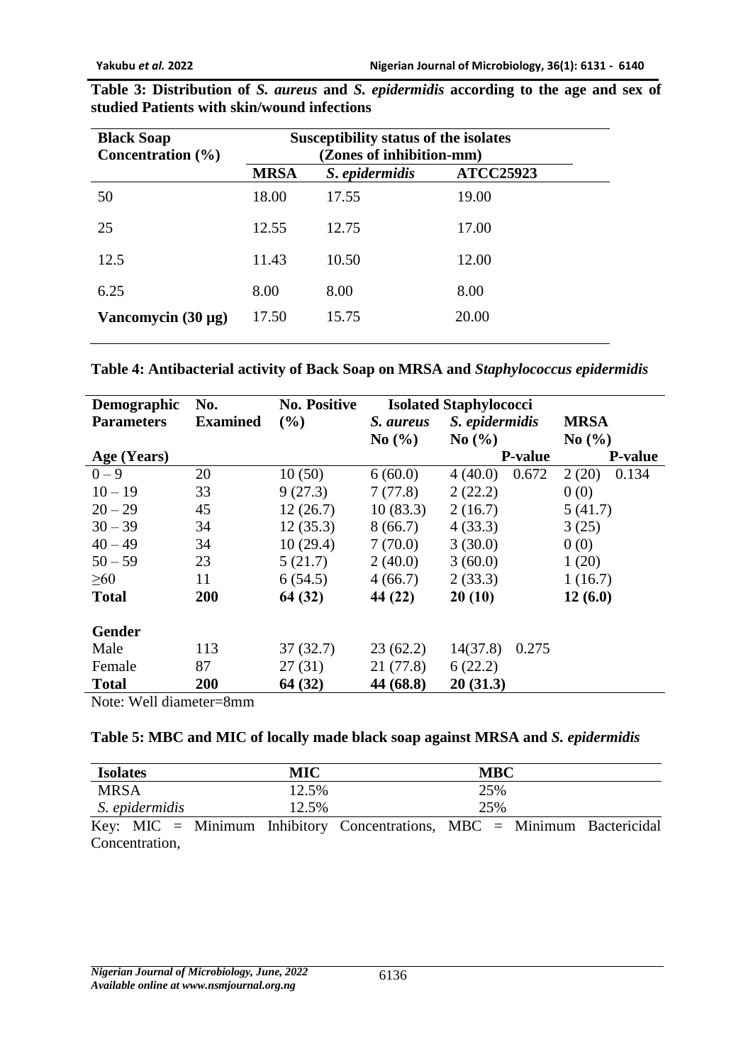**Table 3: Distribution of *S. aureus* and *S. epidermidis* according to the age and sex of studied Patients with skin/wound infections**

| Black Soap Concentration (%) | Susceptibility status of the isolates (Zones of inhibition-mm) | | |
|---|---|---|---|
| | **MRSA** | ***S. epidermidis*** | **ATCC25923** |
| 50 | 18.00 | 17.55 | 19.00 |
| 25 | 12.55 | 12.75 | 17.00 |
| 12.5 | 11.43 | 10.50 | 12.00 |
| 6.25 | 8.00 | 8.00 | 8.00 |
| **Vancomycin (30 µg)** | 17.50 | 15.75 | 20.00 |

**Table 4: Antibacterial activity of Back Soap on MRSA and *Staphylococcus epidermidis***

| Demographic Parameters | No. Examined | No. Positive (%) | Isolated Staphylococci | | | | |
|---|---|---|---|---|---|---|---|
| | | | ***S. aureus*** No (%) | ***S. epidermidis*** No (%) | | **MRSA** No (%) | |
| **Age (Years)** | | | | | **P-value** | | **P-value** |
| 0 – 9 | 20 | 10 (50) | 6 (60.0) | 4 (40.0) | 0.672 | 2 (20) | 0.134 |
| 10 – 19 | 33 | 9 (27.3) | 7 (77.8) | 2 (22.2) | | 0 (0) | |
| 20 – 29 | 45 | 12 (26.7) | 10 (83.3) | 2 (16.7) | | 5 (41.7) | |
| 30 – 39 | 34 | 12 (35.3) | 8 (66.7) | 4 (33.3) | | 3 (25) | |
| 40 – 49 | 34 | 10 (29.4) | 7 (70.0) | 3 (30.0) | | 0 (0) | |
| 50 – 59 | 23 | 5 (21.7) | 2 (40.0) | 3 (60.0) | | 1 (20) | |
| ≥60 | 11 | 6 (54.5) | 4 (66.7) | 2 (33.3) | | 1 (16.7) | |
| **Total** | **200** | **64 (32)** | **44 (22)** | **20 (10)** | | **12 (6.0)** | |
| **Gender** | | | | | | | |
| Male | 113 | 37 (32.7) | 23 (62.2) | 14(37.8) | 0.275 | | |
| Female | 87 | 27 (31) | 21 (77.8) | 6 (22.2) | | | |
| **Total** | **200** | **64 (32)** | **44 (68.8)** | **20 (31.3)** | | | |

Note: Well diameter=8mm

**Table 5: MBC and MIC of locally made black soap against MRSA and *S. epidermidis***

| Isolates | MIC | MBC |
|---|---|---|
| MRSA | 12.5% | 25% |
| *S. epidermidis* | 12.5% | 25% |

Key: MIC = Minimum Inhibitory Concentrations, MBC = Minimum Bactericidal Concentration,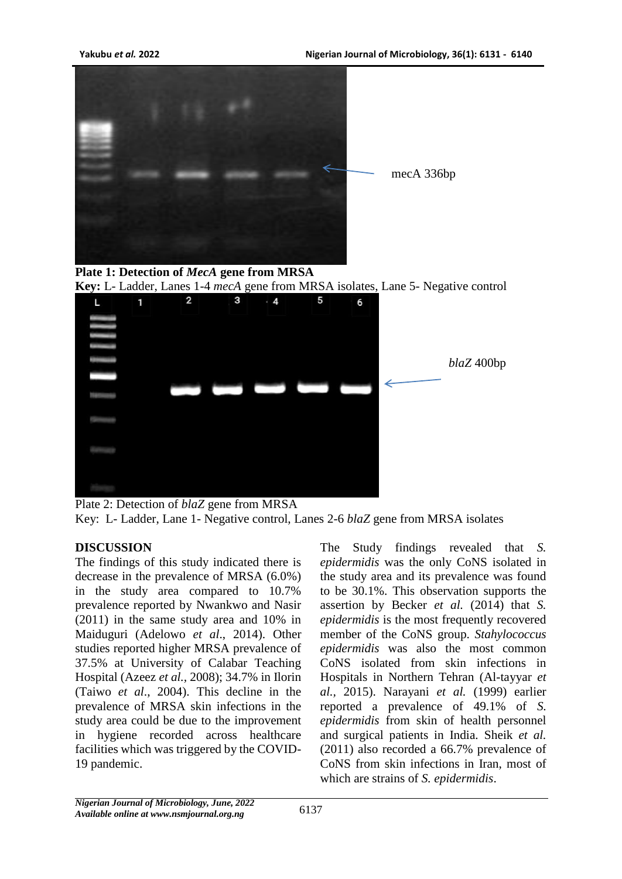mecA 336bp

**Plate 1: Detection of *MecA* gene from MRSA**

**Key:** L- Ladder, Lanes 1-4 *mecA* gene from MRSA isolates, Lane 5- Negative control

*blaZ* 400bp

Plate 2: Detection of *blaZ* gene from MRSA

Key: L- Ladder, Lane 1- Negative control, Lanes 2-6 *blaZ* gene from MRSA isolates

## DISCUSSION

The findings of this study indicated there is decrease in the prevalence of MRSA (6.0%) in the study area compared to 10.7% prevalence reported by Nwankwo and Nasir (2011) in the same study area and 10% in Maiduguri (Adelowo *et al*., 2014). Other studies reported higher MRSA prevalence of 37.5% at University of Calabar Teaching Hospital (Azeez *et al.*, 2008); 34.7% in Ilorin (Taiwo *et al*., 2004). This decline in the prevalence of MRSA skin infections in the study area could be due to the improvement in hygiene recorded across healthcare facilities which was triggered by the COVID-19 pandemic.

The Study findings revealed that *S. epidermidis* was the only CoNS isolated in the study area and its prevalence was found to be 30.1%. This observation supports the assertion by Becker *et al.* (2014) that *S. epidermidis* is the most frequently recovered member of the CoNS group. *Stahylococcus epidermidis* was also the most common CoNS isolated from skin infections in Hospitals in Northern Tehran (Al-tayyar *et al.,* 2015). Narayani *et al.* (1999) earlier reported a prevalence of 49.1% of *S. epidermidis* from skin of health personnel and surgical patients in India. Sheik *et al.* (2011) also recorded a 66.7% prevalence of CoNS from skin infections in Iran, most of which are strains of *S. epidermidis*.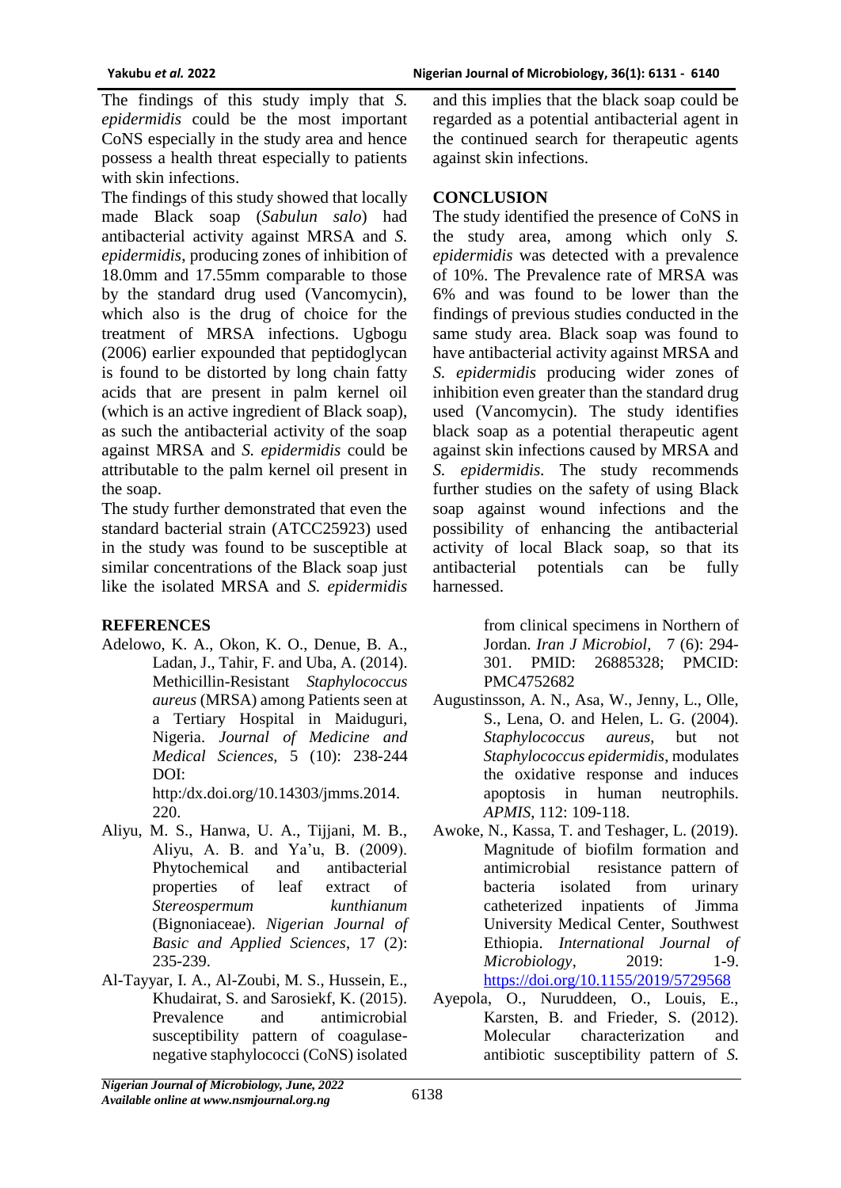The findings of this study imply that *S. epidermidis* could be the most important CoNS especially in the study area and hence possess a health threat especially to patients with skin infections.

The findings of this study showed that locally made Black soap (*Sabulun salo*) had antibacterial activity against MRSA and *S. epidermidis*, producing zones of inhibition of 18.0mm and 17.55mm comparable to those by the standard drug used (Vancomycin), which also is the drug of choice for the treatment of MRSA infections. Ugbogu (2006) earlier expounded that peptidoglycan is found to be distorted by long chain fatty acids that are present in palm kernel oil (which is an active ingredient of Black soap), as such the antibacterial activity of the soap against MRSA and *S. epidermidis* could be attributable to the palm kernel oil present in the soap.

The study further demonstrated that even the standard bacterial strain (ATCC25923) used in the study was found to be susceptible at similar concentrations of the Black soap just like the isolated MRSA and *S. epidermidis* and this implies that the black soap could be regarded as a potential antibacterial agent in the continued search for therapeutic agents against skin infections.

## CONCLUSION

The study identified the presence of CoNS in the study area, among which only *S. epidermidis* was detected with a prevalence of 10%. The Prevalence rate of MRSA was 6% and was found to be lower than the findings of previous studies conducted in the same study area. Black soap was found to have antibacterial activity against MRSA and *S. epidermidis* producing wider zones of inhibition even greater than the standard drug used (Vancomycin). The study identifies black soap as a potential therapeutic agent against skin infections caused by MRSA and *S. epidermidis*. The study recommends further studies on the safety of using Black soap against wound infections and the possibility of enhancing the antibacterial activity of local Black soap, so that its antibacterial potentials can be fully harnessed.

## REFERENCES

Adelowo, K. A., Okon, K. O., Denue, B. A., Ladan, J., Tahir, F. and Uba, A. (2014). Methicillin-Resistant *Staphylococcus aureus* (MRSA) among Patients seen at a Tertiary Hospital in Maiduguri, Nigeria. *Journal of Medicine and Medical Sciences,* 5 (10): 238-244 DOI: http:/dx.doi.org/10.14303/jmms.2014.220.

Aliyu, M. S., Hanwa, U. A., Tijjani, M. B., Aliyu, A. B. and Ya'u, B. (2009). Phytochemical and antibacterial properties of leaf extract of *Stereospermum kunthianum* (Bignoniaceae). *Nigerian Journal of Basic and Applied Sciences*, 17 (2): 235-239.

Al-Tayyar, I. A., Al-Zoubi, M. S., Hussein, E., Khudairat, S. and Sarosiekf, K. (2015). Prevalence and antimicrobial susceptibility pattern of coagulase-negative staphylococci (CoNS) isolated from clinical specimens in Northern of Jordan. *Iran J Microbiol*, 7 (6): 294-301. PMID: 26885328; PMCID: PMC4752682

Augustinsson, A. N., Asa, W., Jenny, L., Olle, S., Lena, O. and Helen, L. G. (2004). *Staphylococcus aureus*, but not *Staphylococcus epidermidis*, modulates the oxidative response and induces apoptosis in human neutrophils. *APMIS*, 112: 109-118.

Awoke, N., Kassa, T. and Teshager, L. (2019). Magnitude of biofilm formation and antimicrobial resistance pattern of bacteria isolated from urinary catheterized inpatients of Jimma University Medical Center, Southwest Ethiopia. *International Journal of Microbiology*, 2019: 1-9. https://doi.org/10.1155/2019/5729568

Ayepola, O., Nuruddeen, O., Louis, E., Karsten, B. and Frieder, S. (2012). Molecular characterization and antibiotic susceptibility pattern of *S.*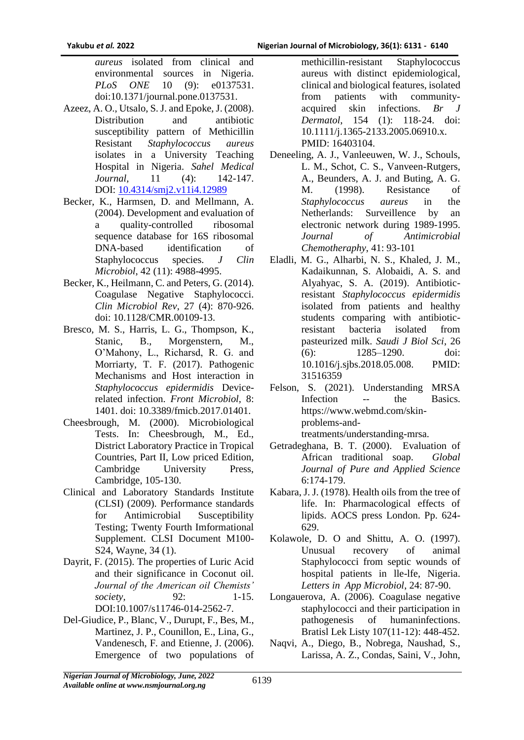*aureus* isolated from clinical and environmental sources in Nigeria. *PLoS ONE* 10 (9): e0137531. doi:10.1371/journal.pone.0137531.

Azeez, A. O., Utsalo, S. J. and Epoke, J. (2008). Distribution and antibiotic susceptibility pattern of Methicillin Resistant *Staphylococcus aureus* isolates in a University Teaching Hospital in Nigeria. *Sahel Medical Journal*, 11 (4): 142-147. DOI: [10.4314/smj2.v11i4.12989](10.4314/smj2.v11i4.12989)

Becker, K., Harmsen, D. and Mellmann, A. (2004). Development and evaluation of a quality-controlled ribosomal sequence database for 16S ribosomal DNA-based identification of Staphylococcus species. *J Clin Microbiol*, 42 (11): 4988-4995.

Becker, K., Heilmann, C. and Peters, G. (2014). Coagulase Negative Staphylococci. *Clin Microbiol Rev*, 27 (4): 870-926. doi: 10.1128/CMR.00109-13.

Bresco, M. S., Harris, L. G., Thompson, K., Stanic, B., Morgenstern, M., O'Mahony, L., Richarsd, R. G. and Morriarty, T. F. (2017). Pathogenic Mechanisms and Host interaction in *Staphylococcus epidermidis* Device-related infection. *Front Microbiol*, 8: 1401. doi: 10.3389/fmicb.2017.01401.

Cheesbrough, M. (2000). Microbiological Tests. In: Cheesbrough, M., Ed., District Laboratory Practice in Tropical Countries, Part II, Low priced Edition, Cambridge University Press, Cambridge, 105-130.

Clinical and Laboratory Standards Institute (CLSI) (2009). Performance standards for Antimicrobial Susceptibility Testing; Twenty Fourth Imformational Supplement. CLSI Document M100-S24, Wayne, 34 (1).

Dayrit, F. (2015). The properties of Luric Acid and their significance in Coconut oil. *Journal of the American oil Chemists' society*, 92: 1-15. DOI:10.1007/s11746-014-2562-7.

Del-Giudice, P., Blanc, V., Durupt, F., Bes, M., Martinez, J. P., Counillon, E., Lina, G., Vandenesch, F. and Etienne, J. (2006). Emergence of two populations of methicillin-resistant Staphylococcus aureus with distinct epidemiological, clinical and biological features, isolated from patients with community-acquired skin infections. *Br J Dermatol*, 154 (1): 118-24. doi: 10.1111/j.1365-2133.2005.06910.x. PMID: 16403104.

Deneeling, A. J., Vanleeuwen, W. J., Schouls, L. M., Schot, C. S., Vanveen-Rutgers, A., Beunders, A. J. and Buting, A. G. M. (1998). Resistance of *Staphylococcus aureus* in the Netherlands: Surveillence by an electronic network during 1989-1995. *Journal of Antimicrobial Chemotheraphy*, 41: 93-101

Eladli, M. G., Alharbi, N. S., Khaled, J. M., Kadaikunnan, S. Alobaidi, A. S. and Alyahyac, S. A. (2019). Antibiotic-resistant *Staphylococcus epidermidis* isolated from patients and healthy students comparing with antibiotic-resistant bacteria isolated from pasteurized milk. *Saudi J Biol Sci*, 26 (6): 1285–1290. doi: 10.1016/j.sjbs.2018.05.008. PMID: 31516359

Felson, S. (2021). Understanding MRSA Infection -- the Basics. https://www.webmd.com/skin-problems-and-treatments/understanding-mrsa.

Getradeghana, B. T. (2000). Evaluation of African traditional soap. *Global Journal of Pure and Applied Science* 6:174-179.

Kabara, J. J. (1978). Health oils from the tree of life. In: Pharmacological effects of lipids. AOCS press London. Pp. 624-629.

Kolawole, D. O and Shittu, A. O. (1997). Unusual recovery of animal Staphylococci from septic wounds of hospital patients in lle-lfe, Nigeria. *Letters in App Microbiol*, 24: 87-90.

Longauerova, A. (2006). Coagulase negative staphylococci and their participation in pathogenesis of humaninfections. Bratisl Lek Listy 107(11-12): 448-452.

Naqvi, A., Diego, B., Nobrega, Naushad, S., Larissa, A. Z., Condas, Saini, V., John,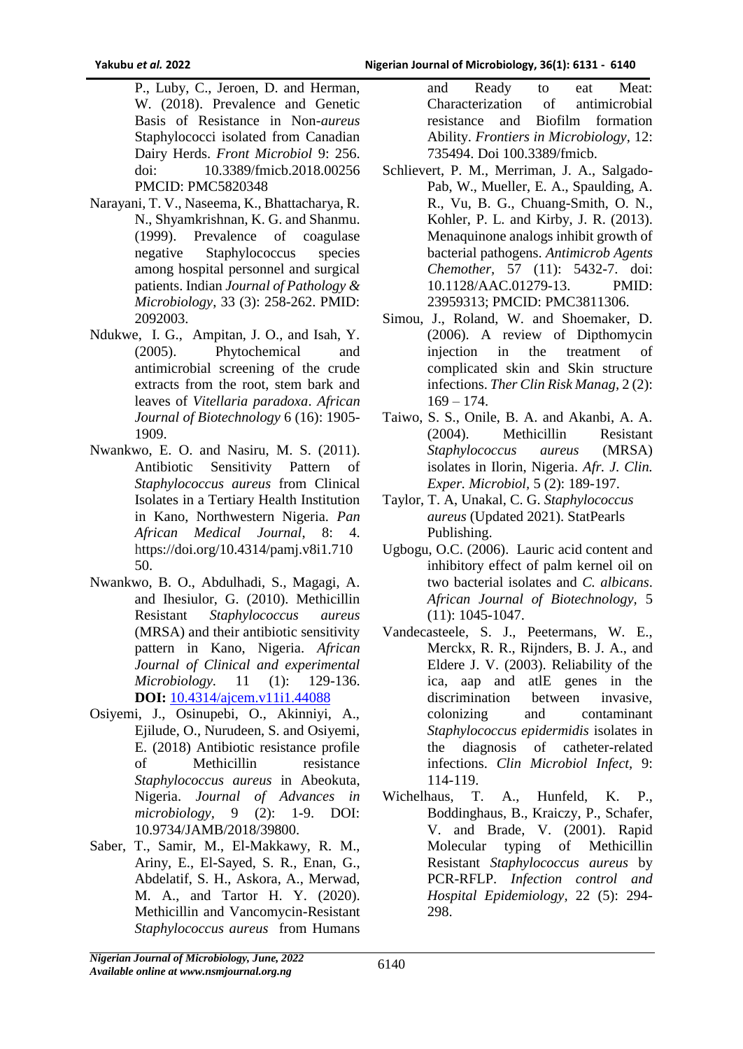P., Luby, C., Jeroen, D. and Herman, W. (2018). Prevalence and Genetic Basis of Resistance in Non-*aureus* Staphylococci isolated from Canadian Dairy Herds. *Front Microbiol* 9: 256. doi: 10.3389/fmicb.2018.00256 PMCID: PMC5820348

Narayani, T. V., Naseema, K., Bhattacharya, R. N., Shyamkrishnan, K. G. and Shanmu. (1999). Prevalence of coagulase negative Staphylococcus species among hospital personnel and surgical patients. Indian *Journal of Pathology & Microbiology*, 33 (3): 258-262. PMID: 2092003.

Ndukwe, I. G., Ampitan, J. O., and Isah, Y. (2005). Phytochemical and antimicrobial screening of the crude extracts from the root, stem bark and leaves of *Vitellaria paradoxa*. *African Journal of Biotechnology* 6 (16): 1905-1909.

Nwankwo, E. O. and Nasiru, M. S. (2011). Antibiotic Sensitivity Pattern of *Staphylococcus aureus* from Clinical Isolates in a Tertiary Health Institution in Kano, Northwestern Nigeria. *Pan African Medical Journal*, 8: 4. https://doi.org/10.4314/pamj.v8i1.71050.

Nwankwo, B. O., Abdulhadi, S., Magagi, A. and Ihesiulor, G. (2010). Methicillin Resistant *Staphylococcus aureus* (MRSA) and their antibiotic sensitivity pattern in Kano, Nigeria. *African Journal of Clinical and experimental Microbiology.* 11 (1): 129-136. **DOI:** 10.4314/ajcem.v11i1.44088

Osiyemi, J., Osinupebi, O., Akinniyi, A., Ejilude, O., Nurudeen, S. and Osiyemi, E. (2018) Antibiotic resistance profile of Methicillin resistance *Staphylococcus aureus* in Abeokuta, Nigeria. *Journal of Advances in microbiology,* 9 (2): 1-9. DOI: 10.9734/JAMB/2018/39800.

Saber, T., Samir, M., El-Makkawy, R. M., Ariny, E., El-Sayed, S. R., Enan, G., Abdelatif, S. H., Askora, A., Merwad, M. A., and Tartor H. Y. (2020). Methicillin and Vancomycin-Resistant *Staphylococcus aureus* from Humans and Ready to eat Meat: Characterization of antimicrobial resistance and Biofilm formation Ability. *Frontiers in Microbiology,* 12: 735494. Doi 100.3389/fmicb.

Schlievert, P. M., Merriman, J. A., Salgado-Pab, W., Mueller, E. A., Spaulding, A. R., Vu, B. G., Chuang-Smith, O. N., Kohler, P. L. and Kirby, J. R. (2013). Menaquinone analogs inhibit growth of bacterial pathogens. *Antimicrob Agents Chemother,* 57 (11): 5432-7. doi: 10.1128/AAC.01279-13. PMID: 23959313; PMCID: PMC3811306.

Simou, J., Roland, W. and Shoemaker, D. (2006). A review of Dipthomycin injection in the treatment of complicated skin and Skin structure infections. *Ther Clin Risk Manag,* 2 (2): 169 – 174.

Taiwo, S. S., Onile, B. A. and Akanbi, A. A. (2004). Methicillin Resistant *Staphylococcus aureus* (MRSA) isolates in Ilorin, Nigeria. *Afr. J. Clin. Exper. Microbiol,* 5 (2): 189-197.

Taylor, T. A, Unakal, C. G. *Staphylococcus aureus* (Updated 2021). StatPearls Publishing.

Ugbogu, O.C. (2006). Lauric acid content and inhibitory effect of palm kernel oil on two bacterial isolates and *C. albicans*. *African Journal of Biotechnology,* 5 (11): 1045-1047.

Vandecasteele, S. J., Peetermans, W. E., Merckx, R. R., Rijnders, B. J. A., and Eldere J. V. (2003). Reliability of the ica, aap and atlE genes in the discrimination between invasive, colonizing and contaminant *Staphylococcus epidermidis* isolates in the diagnosis of catheter-related infections. *Clin Microbiol Infect,* 9: 114-119.

Wichelhaus, T. A., Hunfeld, K. P., Boddinghaus, B., Kraiczy, P., Schafer, V. and Brade, V. (2001). Rapid Molecular typing of Methicillin Resistant *Staphylococcus aureus* by PCR-RFLP. *Infection control and Hospital Epidemiology,* 22 (5): 294-298.